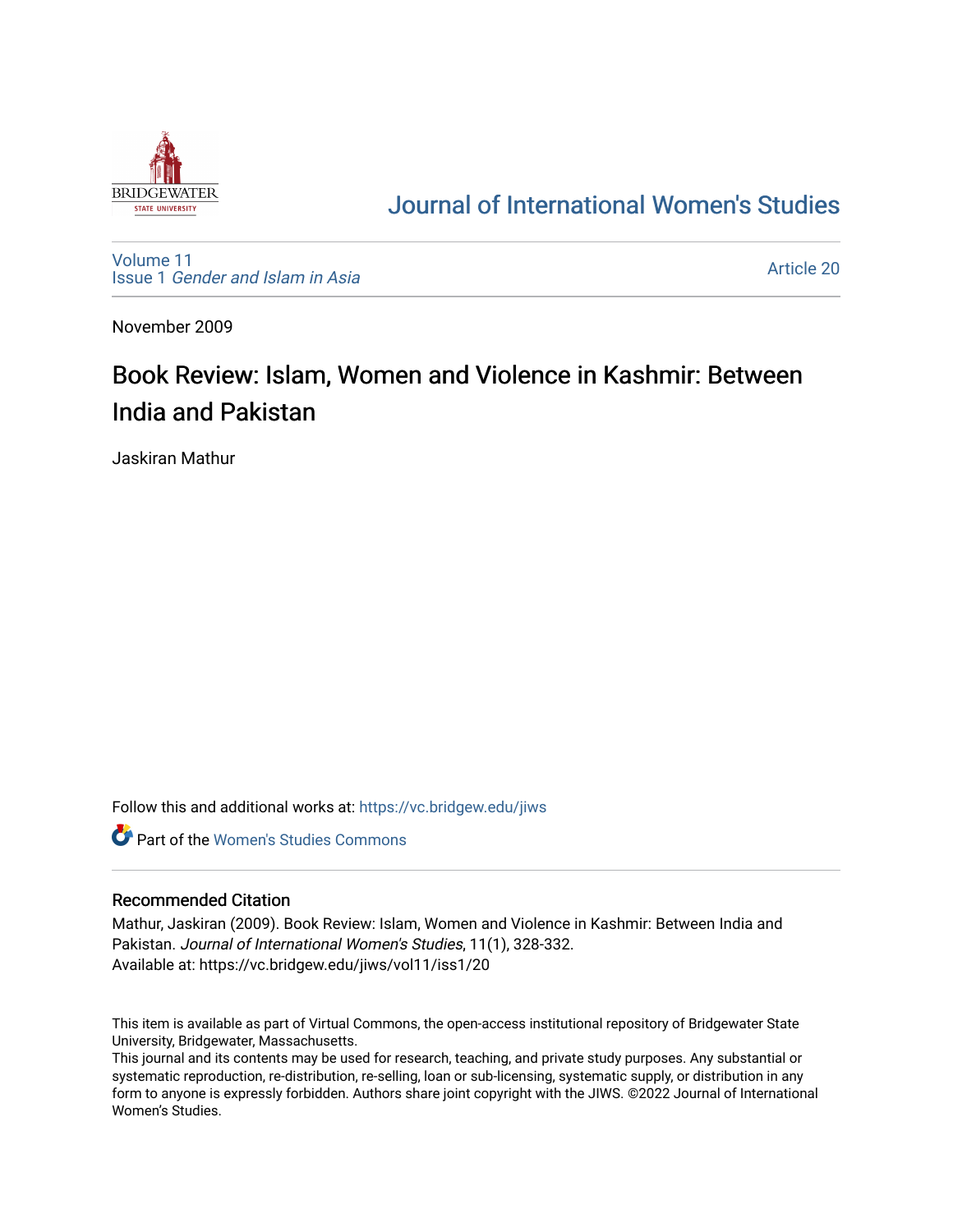# Journal of International Women's Studies

Volume 11
Issue 1 *Gender and Islam in Asia*

Article 20

November 2009

## Book Review: Islam, Women and Violence in Kashmir: Between India and Pakistan

Jaskiran Mathur

Follow this and additional works at: https://vc.bridgew.edu/jiws

Part of the Women's Studies Commons

### Recommended Citation

Mathur, Jaskiran (2009). Book Review: Islam, Women and Violence in Kashmir: Between India and Pakistan. *Journal of International Women's Studies*, 11(1), 328-332.
Available at: https://vc.bridgew.edu/jiws/vol11/iss1/20

This item is available as part of Virtual Commons, the open-access institutional repository of Bridgewater State University, Bridgewater, Massachusetts.
This journal and its contents may be used for research, teaching, and private study purposes. Any substantial or systematic reproduction, re-distribution, re-selling, loan or sub-licensing, systematic supply, or distribution in any form to anyone is expressly forbidden. Authors share joint copyright with the JIWS. ©2022 Journal of International Women's Studies.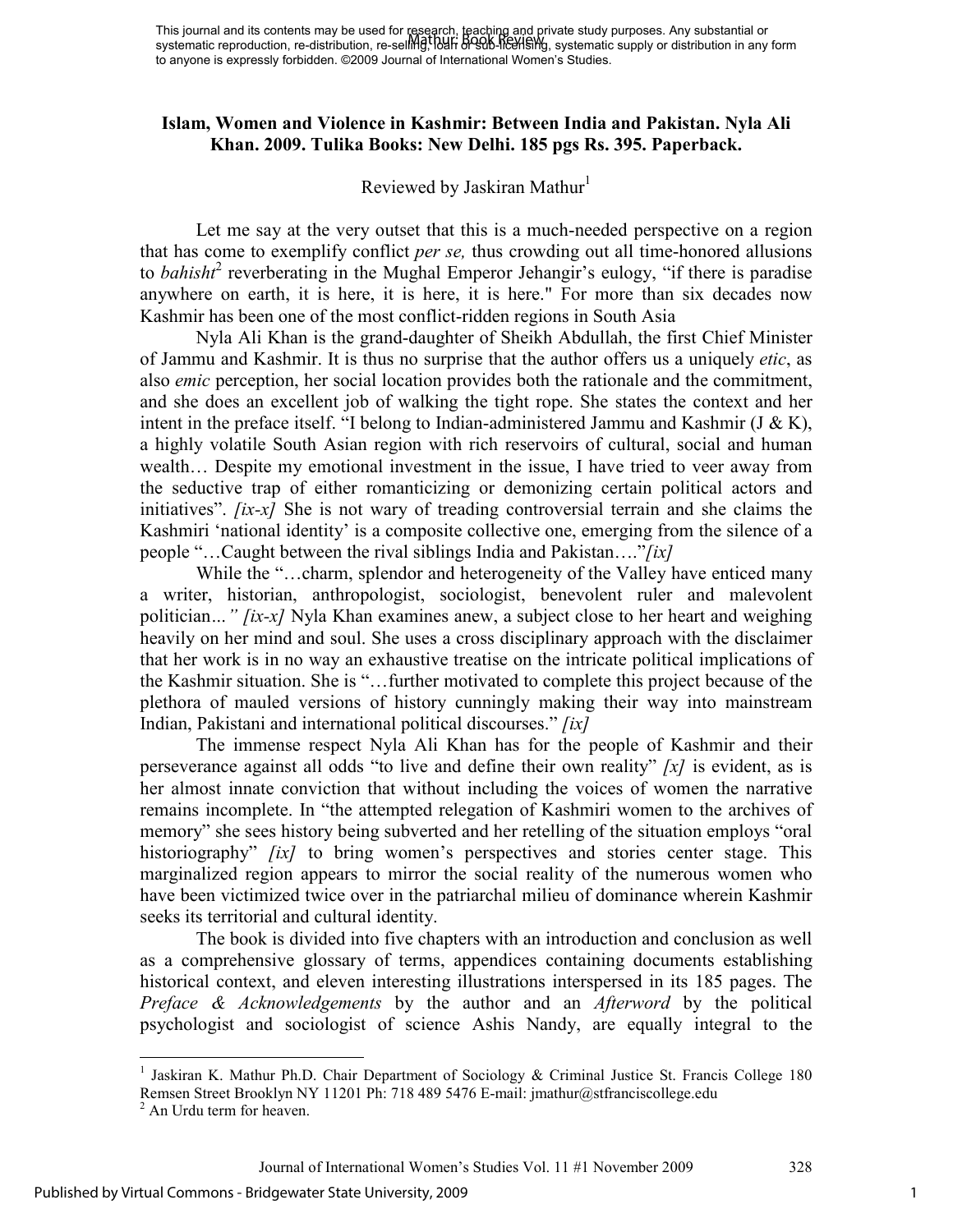# Islam, Women and Violence in Kashmir: Between India and Pakistan. Nyla Ali Khan. 2009. Tulika Books: New Delhi. 185 pgs Rs. 395. Paperback.

Reviewed by Jaskiran Mathur[1]

Let me say at the very outset that this is a much-needed perspective on a region that has come to exemplify conflict *per se,* thus crowding out all time-honored allusions to *bahisht*[2] reverberating in the Mughal Emperor Jehangir's eulogy, "if there is paradise anywhere on earth, it is here, it is here, it is here." For more than six decades now Kashmir has been one of the most conflict-ridden regions in South Asia

Nyla Ali Khan is the grand-daughter of Sheikh Abdullah, the first Chief Minister of Jammu and Kashmir. It is thus no surprise that the author offers us a uniquely *etic*, as also *emic* perception, her social location provides both the rationale and the commitment, and she does an excellent job of walking the tight rope. She states the context and her intent in the preface itself. "I belong to Indian-administered Jammu and Kashmir (J & K), a highly volatile South Asian region with rich reservoirs of cultural, social and human wealth… Despite my emotional investment in the issue, I have tried to veer away from the seductive trap of either romanticizing or demonizing certain political actors and initiatives". *[ix-x]* She is not wary of treading controversial terrain and she claims the Kashmiri 'national identity' is a composite collective one, emerging from the silence of a people "…Caught between the rival siblings India and Pakistan…."*[ix]*

While the "…charm, splendor and heterogeneity of the Valley have enticed many a writer, historian, anthropologist, sociologist, benevolent ruler and malevolent politician*…" [ix-x]* Nyla Khan examines anew, a subject close to her heart and weighing heavily on her mind and soul. She uses a cross disciplinary approach with the disclaimer that her work is in no way an exhaustive treatise on the intricate political implications of the Kashmir situation. She is "…further motivated to complete this project because of the plethora of mauled versions of history cunningly making their way into mainstream Indian, Pakistani and international political discourses." *[ix]*

The immense respect Nyla Ali Khan has for the people of Kashmir and their perseverance against all odds "to live and define their own reality" *[x]* is evident, as is her almost innate conviction that without including the voices of women the narrative remains incomplete. In "the attempted relegation of Kashmiri women to the archives of memory" she sees history being subverted and her retelling of the situation employs "oral historiography" *[ix]* to bring women's perspectives and stories center stage. This marginalized region appears to mirror the social reality of the numerous women who have been victimized twice over in the patriarchal milieu of dominance wherein Kashmir seeks its territorial and cultural identity.

The book is divided into five chapters with an introduction and conclusion as well as a comprehensive glossary of terms, appendices containing documents establishing historical context, and eleven interesting illustrations interspersed in its 185 pages. The *Preface & Acknowledgements* by the author and an *Afterword* by the political psychologist and sociologist of science Ashis Nandy, are equally integral to the

---

[1] Jaskiran K. Mathur Ph.D. Chair Department of Sociology & Criminal Justice St. Francis College 180 Remsen Street Brooklyn NY 11201 Ph: 718 489 5476 E-mail: jmathur@stfranciscollege.edu

[2] An Urdu term for heaven.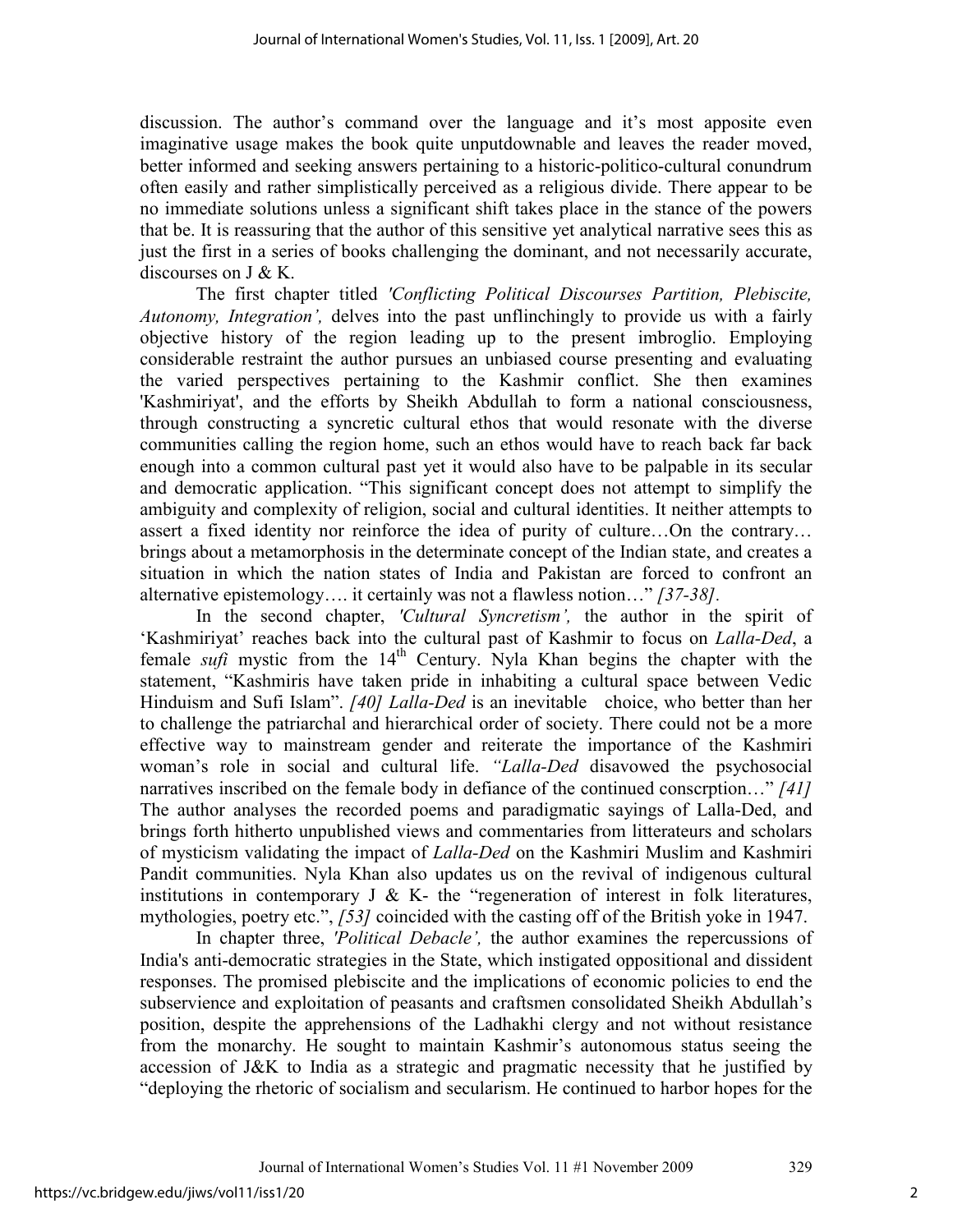discussion. The author's command over the language and it's most apposite even imaginative usage makes the book quite unputdownable and leaves the reader moved, better informed and seeking answers pertaining to a historic-politico-cultural conundrum often easily and rather simplistically perceived as a religious divide. There appear to be no immediate solutions unless a significant shift takes place in the stance of the powers that be. It is reassuring that the author of this sensitive yet analytical narrative sees this as just the first in a series of books challenging the dominant, and not necessarily accurate, discourses on J & K.

The first chapter titled *'Conflicting Political Discourses Partition, Plebiscite, Autonomy, Integration',* delves into the past unflinchingly to provide us with a fairly objective history of the region leading up to the present imbroglio. Employing considerable restraint the author pursues an unbiased course presenting and evaluating the varied perspectives pertaining to the Kashmir conflict. She then examines 'Kashmiriyat', and the efforts by Sheikh Abdullah to form a national consciousness, through constructing a syncretic cultural ethos that would resonate with the diverse communities calling the region home, such an ethos would have to reach back far back enough into a common cultural past yet it would also have to be palpable in its secular and democratic application. "This significant concept does not attempt to simplify the ambiguity and complexity of religion, social and cultural identities. It neither attempts to assert a fixed identity nor reinforce the idea of purity of culture…On the contrary… brings about a metamorphosis in the determinate concept of the Indian state, and creates a situation in which the nation states of India and Pakistan are forced to confront an alternative epistemology…. it certainly was not a flawless notion…" *[37-38].*

In the second chapter, *'Cultural Syncretism',* the author in the spirit of 'Kashmiriyat' reaches back into the cultural past of Kashmir to focus on *Lalla-Ded*, a female *sufi* mystic from the 14th Century. Nyla Khan begins the chapter with the statement, "Kashmiris have taken pride in inhabiting a cultural space between Vedic Hinduism and Sufi Islam". *[40] Lalla-Ded* is an inevitable choice, who better than her to challenge the patriarchal and hierarchical order of society. There could not be a more effective way to mainstream gender and reiterate the importance of the Kashmiri woman's role in social and cultural life. *"Lalla-Ded* disavowed the psychosocial narratives inscribed on the female body in defiance of the continued conscrption…" *[41]* The author analyses the recorded poems and paradigmatic sayings of Lalla-Ded, and brings forth hitherto unpublished views and commentaries from litterateurs and scholars of mysticism validating the impact of *Lalla-Ded* on the Kashmiri Muslim and Kashmiri Pandit communities. Nyla Khan also updates us on the revival of indigenous cultural institutions in contemporary J & K- the "regeneration of interest in folk literatures, mythologies, poetry etc.", *[53]* coincided with the casting off of the British yoke in 1947.

In chapter three, *'Political Debacle',* the author examines the repercussions of India's anti-democratic strategies in the State, which instigated oppositional and dissident responses. The promised plebiscite and the implications of economic policies to end the subservience and exploitation of peasants and craftsmen consolidated Sheikh Abdullah's position, despite the apprehensions of the Ladhakhi clergy and not without resistance from the monarchy. He sought to maintain Kashmir's autonomous status seeing the accession of J&K to India as a strategic and pragmatic necessity that he justified by "deploying the rhetoric of socialism and secularism. He continued to harbor hopes for the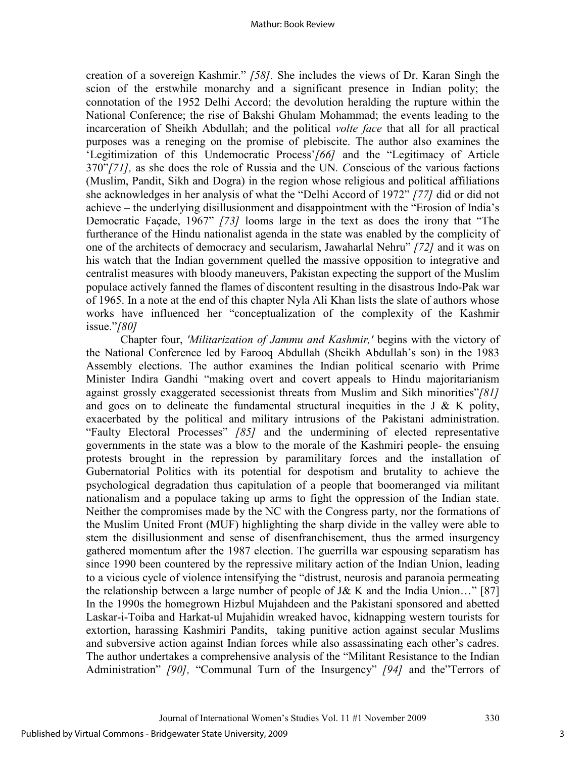creation of a sovereign Kashmir." *[58].* She includes the views of Dr. Karan Singh the scion of the erstwhile monarchy and a significant presence in Indian polity; the connotation of the 1952 Delhi Accord; the devolution heralding the rupture within the National Conference; the rise of Bakshi Ghulam Mohammad; the events leading to the incarceration of Sheikh Abdullah; and the political *volte face* that all for all practical purposes was a reneging on the promise of plebiscite. The author also examines the 'Legitimization of this Undemocratic Process'*[66]* and the "Legitimacy of Article 370"*[71],* as she does the role of Russia and the UN*. C*onscious of the various factions (Muslim, Pandit, Sikh and Dogra) in the region whose religious and political affiliations she acknowledges in her analysis of what the "Delhi Accord of 1972" *[77]* did or did not achieve – the underlying disillusionment and disappointment with the "Erosion of India's Democratic Façade, 1967" *[73]* looms large in the text as does the irony that "The furtherance of the Hindu nationalist agenda in the state was enabled by the complicity of one of the architects of democracy and secularism, Jawaharlal Nehru" *[72]* and it was on his watch that the Indian government quelled the massive opposition to integrative and centralist measures with bloody maneuvers, Pakistan expecting the support of the Muslim populace actively fanned the flames of discontent resulting in the disastrous Indo-Pak war of 1965. In a note at the end of this chapter Nyla Ali Khan lists the slate of authors whose works have influenced her "conceptualization of the complexity of the Kashmir issue."*[80]*

Chapter four, *'Militarization of Jammu and Kashmir,'* begins with the victory of the National Conference led by Farooq Abdullah (Sheikh Abdullah's son) in the 1983 Assembly elections. The author examines the Indian political scenario with Prime Minister Indira Gandhi "making overt and covert appeals to Hindu majoritarianism against grossly exaggerated secessionist threats from Muslim and Sikh minorities"*[81]* and goes on to delineate the fundamental structural inequities in the J & K polity, exacerbated by the political and military intrusions of the Pakistani administration. "Faulty Electoral Processes" *[85]* and the undermining of elected representative governments in the state was a blow to the morale of the Kashmiri people- the ensuing protests brought in the repression by paramilitary forces and the installation of Gubernatorial Politics with its potential for despotism and brutality to achieve the psychological degradation thus capitulation of a people that boomeranged via militant nationalism and a populace taking up arms to fight the oppression of the Indian state. Neither the compromises made by the NC with the Congress party, nor the formations of the Muslim United Front (MUF) highlighting the sharp divide in the valley were able to stem the disillusionment and sense of disenfranchisement, thus the armed insurgency gathered momentum after the 1987 election. The guerrilla war espousing separatism has since 1990 been countered by the repressive military action of the Indian Union, leading to a vicious cycle of violence intensifying the "distrust, neurosis and paranoia permeating the relationship between a large number of people of J& K and the India Union…" [87] In the 1990s the homegrown Hizbul Mujahdeen and the Pakistani sponsored and abetted Laskar-i-Toiba and Harkat-ul Mujahidin wreaked havoc, kidnapping western tourists for extortion, harassing Kashmiri Pandits, taking punitive action against secular Muslims and subversive action against Indian forces while also assassinating each other's cadres. The author undertakes a comprehensive analysis of the "Militant Resistance to the Indian Administration" *[90],* "Communal Turn of the Insurgency" *[94]* and the"Terrors of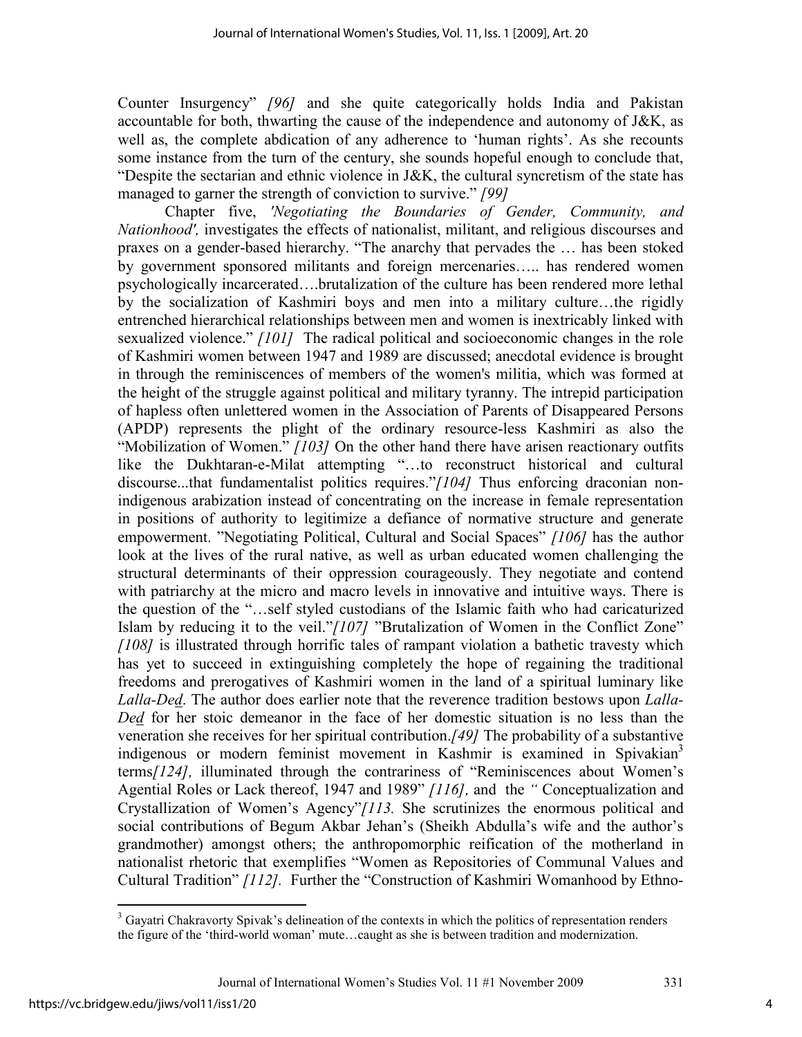Counter Insurgency" *[96]* and she quite categorically holds India and Pakistan accountable for both, thwarting the cause of the independence and autonomy of J&K, as well as, the complete abdication of any adherence to 'human rights'. As she recounts some instance from the turn of the century, she sounds hopeful enough to conclude that, "Despite the sectarian and ethnic violence in J&K, the cultural syncretism of the state has managed to garner the strength of conviction to survive." *[99]*

Chapter five, *'Negotiating the Boundaries of Gender, Community, and Nationhood',* investigates the effects of nationalist, militant, and religious discourses and praxes on a gender-based hierarchy. "The anarchy that pervades the … has been stoked by government sponsored militants and foreign mercenaries….. has rendered women psychologically incarcerated….brutalization of the culture has been rendered more lethal by the socialization of Kashmiri boys and men into a military culture…the rigidly entrenched hierarchical relationships between men and women is inextricably linked with sexualized violence." *[101]* The radical political and socioeconomic changes in the role of Kashmiri women between 1947 and 1989 are discussed; anecdotal evidence is brought in through the reminiscences of members of the women's militia, which was formed at the height of the struggle against political and military tyranny. The intrepid participation of hapless often unlettered women in the Association of Parents of Disappeared Persons (APDP) represents the plight of the ordinary resource-less Kashmiri as also the "Mobilization of Women." *[103]* On the other hand there have arisen reactionary outfits like the Dukhtaran-e-Milat attempting "…to reconstruct historical and cultural discourse...that fundamentalist politics requires."*[104]* Thus enforcing draconian non-indigenous arabization instead of concentrating on the increase in female representation in positions of authority to legitimize a defiance of normative structure and generate empowerment. "Negotiating Political, Cultural and Social Spaces" *[106]* has the author look at the lives of the rural native, as well as urban educated women challenging the structural determinants of their oppression courageously. They negotiate and contend with patriarchy at the micro and macro levels in innovative and intuitive ways. There is the question of the "…self styled custodians of the Islamic faith who had caricaturized Islam by reducing it to the veil."*[107]* "Brutalization of Women in the Conflict Zone" *[108]* is illustrated through horrific tales of rampant violation a bathetic travesty which has yet to succeed in extinguishing completely the hope of regaining the traditional freedoms and prerogatives of Kashmiri women in the land of a spiritual luminary like *Lalla-Ded*. The author does earlier note that the reverence tradition bestows upon *Lalla-Ded* for her stoic demeanor in the face of her domestic situation is no less than the veneration she receives for her spiritual contribution.*[49]* The probability of a substantive indigenous or modern feminist movement in Kashmir is examined in Spivakian[3] terms*[124]*, illuminated through the contrariness of "Reminiscences about Women's Agential Roles or Lack thereof, 1947 and 1989" *[116]*, and the *"* Conceptualization and Crystallization of Women's Agency"*[113.* She scrutinizes the enormous political and social contributions of Begum Akbar Jehan's (Sheikh Abdulla's wife and the author's grandmother) amongst others; the anthropomorphic reification of the motherland in nationalist rhetoric that exemplifies "Women as Repositories of Communal Values and Cultural Tradition" *[112]*. Further the "Construction of Kashmiri Womanhood by Ethno-

[3] Gayatri Chakravorty Spivak's delineation of the contexts in which the politics of representation renders the figure of the 'third-world woman' mute…caught as she is between tradition and modernization.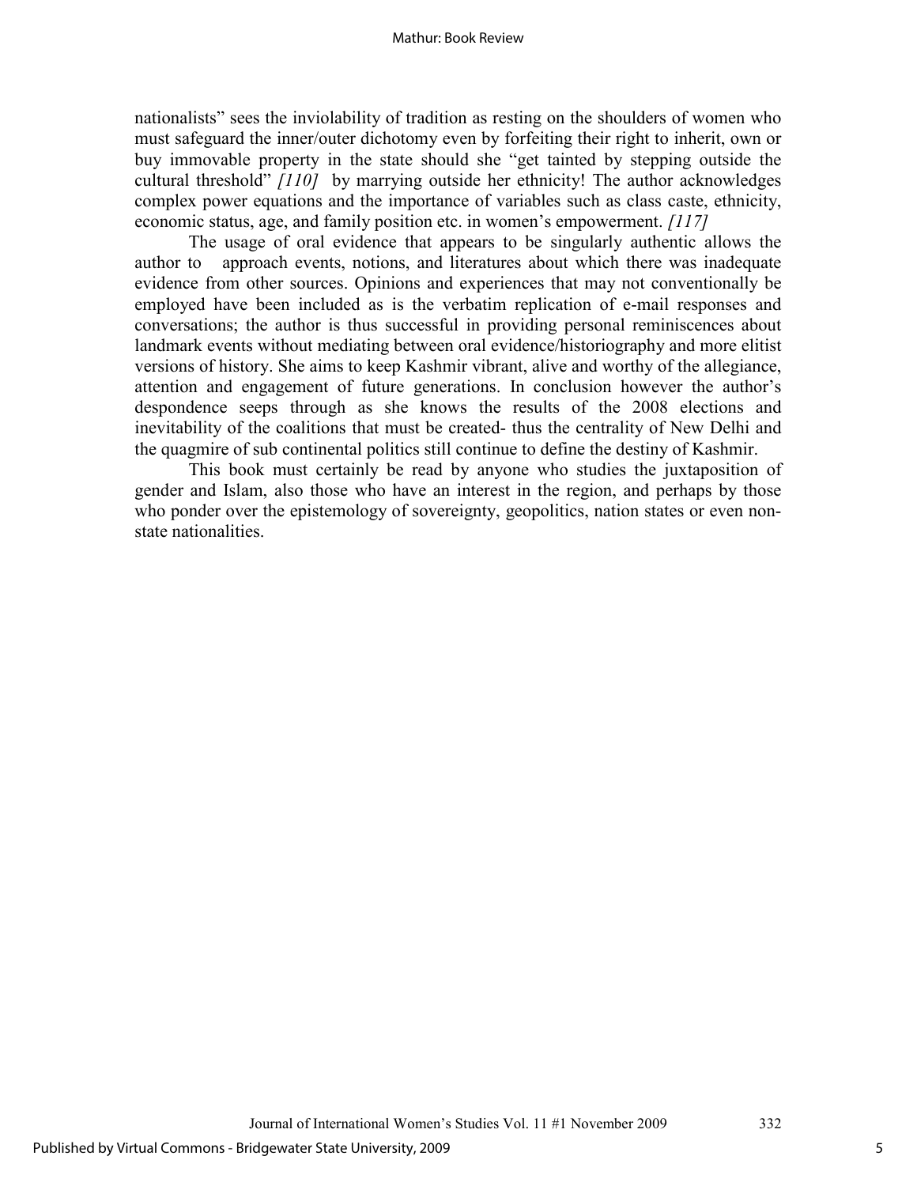nationalists" sees the inviolability of tradition as resting on the shoulders of women who must safeguard the inner/outer dichotomy even by forfeiting their right to inherit, own or buy immovable property in the state should she "get tainted by stepping outside the cultural threshold" *[110]* by marrying outside her ethnicity! The author acknowledges complex power equations and the importance of variables such as class caste, ethnicity, economic status, age, and family position etc. in women's empowerment. *[117]*

The usage of oral evidence that appears to be singularly authentic allows the author to approach events, notions, and literatures about which there was inadequate evidence from other sources. Opinions and experiences that may not conventionally be employed have been included as is the verbatim replication of e-mail responses and conversations; the author is thus successful in providing personal reminiscences about landmark events without mediating between oral evidence/historiography and more elitist versions of history. She aims to keep Kashmir vibrant, alive and worthy of the allegiance, attention and engagement of future generations. In conclusion however the author's despondence seeps through as she knows the results of the 2008 elections and inevitability of the coalitions that must be created- thus the centrality of New Delhi and the quagmire of sub continental politics still continue to define the destiny of Kashmir.

This book must certainly be read by anyone who studies the juxtaposition of gender and Islam, also those who have an interest in the region, and perhaps by those who ponder over the epistemology of sovereignty, geopolitics, nation states or even non-state nationalities.